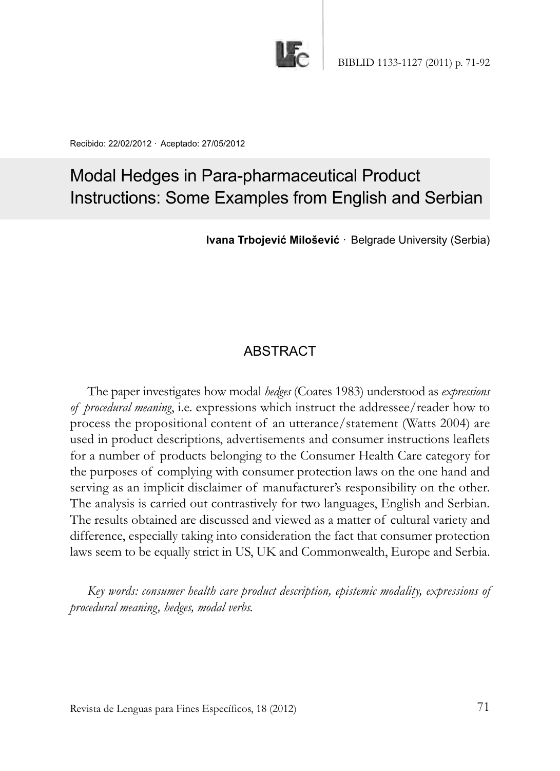Recibido: 22/02/2012 · Aceptado: 27/05/2012

# Modal Hedges in Para-pharmaceutical Product Instructions: Some Examples from English and Serbian

**Ivana Trbojević Milošević** · Belgrade University (Serbia)

## ABSTRACT

The paper investigates how modal *hedges* (Coates 1983) understood as *expressions of procedural meaning*, i.e. expressions which instruct the addressee/reader how to process the propositional content of an utterance/statement (Watts 2004) are used in product descriptions, advertisements and consumer instructions leaflets for a number of products belonging to the Consumer Health Care category for the purposes of complying with consumer protection laws on the one hand and serving as an implicit disclaimer of manufacturer's responsibility on the other. The analysis is carried out contrastively for two languages, English and Serbian. The results obtained are discussed and viewed as a matter of cultural variety and difference, especially taking into consideration the fact that consumer protection laws seem to be equally strict in US, UK and Commonwealth, Europe and Serbia.

*Key words: consumer health care product description, epistemic modality, expressions of procedural meaning, hedges, modal verbs.*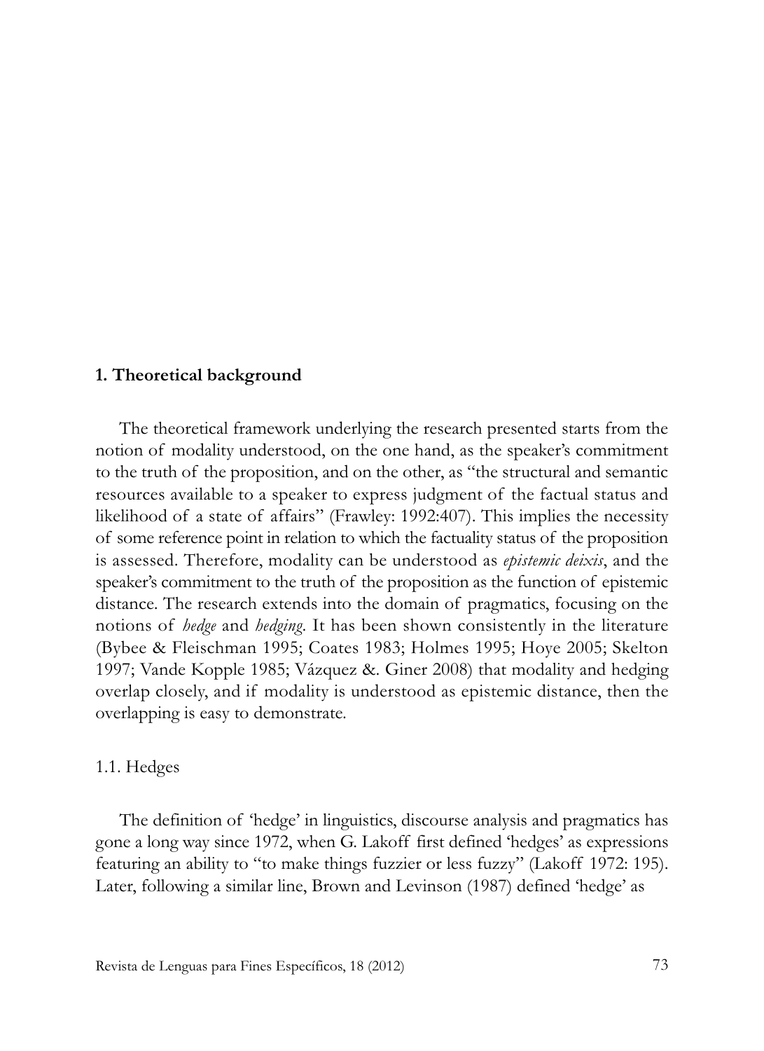## 1. Theoretical background

The theoretical framework underlying the research presented starts from the notion of modality understood, on the one hand, as the speaker's commitment to the truth of the proposition, and on the other, as "the structural and semantic resources available to a speaker to express judgment of the factual status and likelihood of a state of affairs" (Frawley: 1992:407). This implies the necessity of some reference point in relation to which the factuality status of the proposition is assessed. Therefore, modality can be understood as *epistemic deixis*, and the speaker's commitment to the truth of the proposition as the function of epistemic distance. The research extends into the domain of pragmatics, focusing on the notions of *hedge* and *hedging*. It has been shown consistently in the literature (Bybee & Fleischman 1995; Coates 1983; Holmes 1995; Hoye 2005; Skelton 1997; Vande Kopple 1985; Vázquez &. Giner 2008) that modality and hedging overlap closely, and if modality is understood as epistemic distance, then the overlapping is easy to demonstrate.

### 1.1. Hedges

The definition of 'hedge' in linguistics, discourse analysis and pragmatics has gone a long way since 1972, when G. Lakoff first defined 'hedges' as expressions featuring an ability to "to make things fuzzier or less fuzzy" (Lakoff 1972: 195). Later, following a similar line, Brown and Levinson (1987) defined 'hedge' as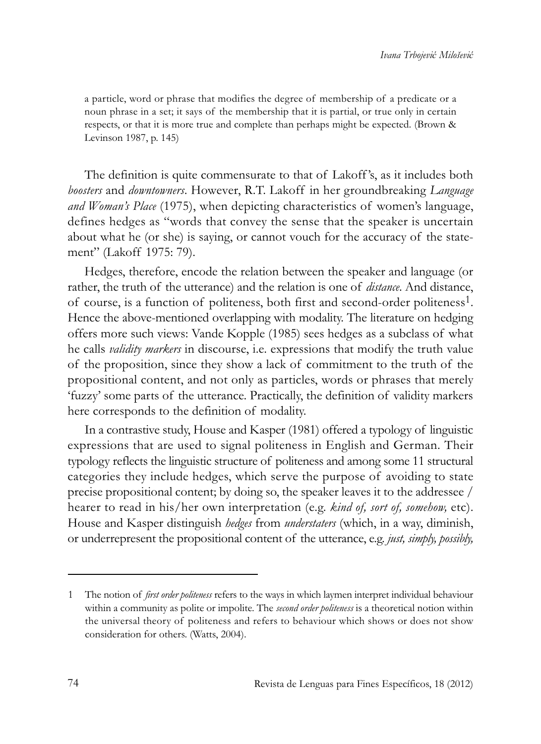> a particle, word or phrase that modifies the degree of membership of a predicate or a noun phrase in a set; it says of the membership that it is partial, or true only in certain respects, or that it is more true and complete than perhaps might be expected. (Brown & Levinson 1987, p. 145)

The definition is quite commensurate to that of Lakoff's, as it includes both *boosters* and *downtowners*. However, R.T. Lakoff in her groundbreaking *Language and Woman's Place* (1975), when depicting characteristics of women's language, defines hedges as "words that convey the sense that the speaker is uncertain about what he (or she) is saying, or cannot vouch for the accuracy of the statement" (Lakoff 1975: 79).

Hedges, therefore, encode the relation between the speaker and language (or rather, the truth of the utterance) and the relation is one of *distance*. And distance, of course, is a function of politeness, both first and second-order politeness[1]. Hence the above-mentioned overlapping with modality. The literature on hedging offers more such views: Vande Kopple (1985) sees hedges as a subclass of what he calls *validity markers* in discourse, i.e. expressions that modify the truth value of the proposition, since they show a lack of commitment to the truth of the propositional content, and not only as particles, words or phrases that merely 'fuzzy' some parts of the utterance. Practically, the definition of validity markers here corresponds to the definition of modality.

In a contrastive study, House and Kasper (1981) offered a typology of linguistic expressions that are used to signal politeness in English and German. Their typology reflects the linguistic structure of politeness and among some 11 structural categories they include hedges, which serve the purpose of avoiding to state precise propositional content; by doing so, the speaker leaves it to the addressee / hearer to read in his/her own interpretation (e.g. *kind of, sort of, somehow,* etc). House and Kasper distinguish *hedges* from *understaters* (which, in a way, diminish, or underrepresent the propositional content of the utterance, e.g. *just, simply, possibly,*

---

1 The notion of *first order politeness* refers to the ways in which laymen interpret individual behaviour within a community as polite or impolite. The *second order politeness* is a theoretical notion within the universal theory of politeness and refers to behaviour which shows or does not show consideration for others. (Watts, 2004).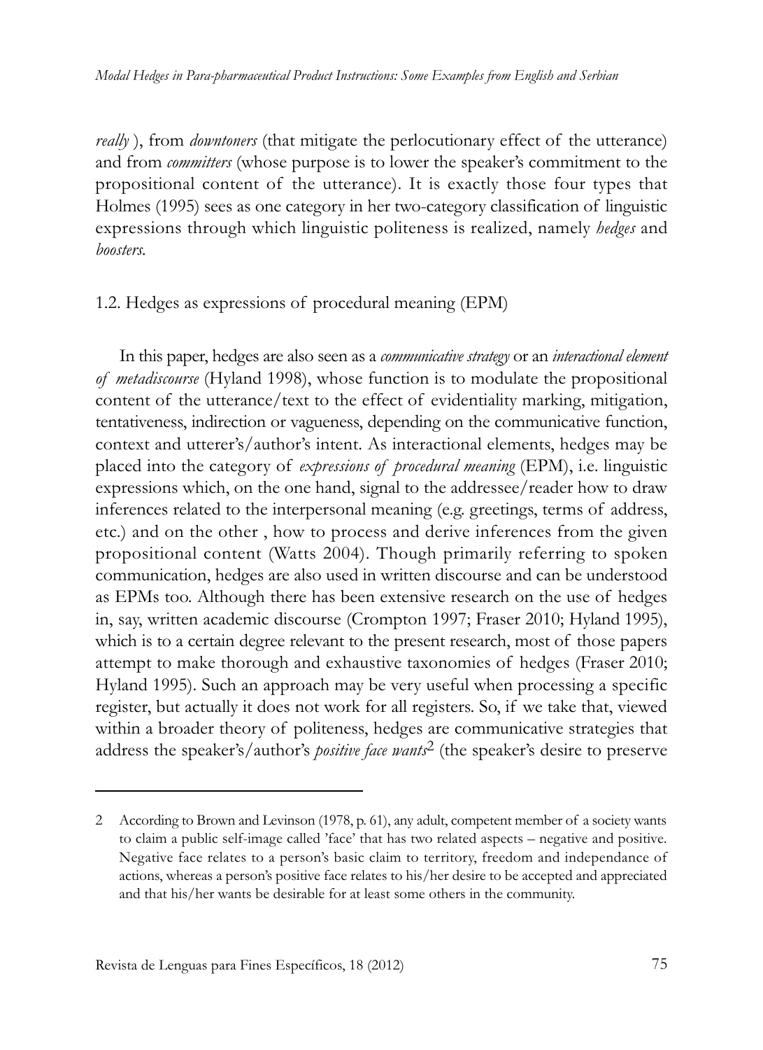*really* ), from *downtoners* (that mitigate the perlocutionary effect of the utterance) and from *committers* (whose purpose is to lower the speaker's commitment to the propositional content of the utterance). It is exactly those four types that Holmes (1995) sees as one category in her two-category classification of linguistic expressions through which linguistic politeness is realized, namely *hedges* and *boosters*.

## 1.2. Hedges as expressions of procedural meaning (EPM)

In this paper, hedges are also seen as a *communicative strategy* or an *interactional element of metadiscourse* (Hyland 1998), whose function is to modulate the propositional content of the utterance/text to the effect of evidentiality marking, mitigation, tentativeness, indirection or vagueness, depending on the communicative function, context and utterer's/author's intent. As interactional elements, hedges may be placed into the category of *expressions of procedural meaning* (EPM), i.e. linguistic expressions which, on the one hand, signal to the addressee/reader how to draw inferences related to the interpersonal meaning (e.g. greetings, terms of address, etc.) and on the other , how to process and derive inferences from the given propositional content (Watts 2004). Though primarily referring to spoken communication, hedges are also used in written discourse and can be understood as EPMs too. Although there has been extensive research on the use of hedges in, say, written academic discourse (Crompton 1997; Fraser 2010; Hyland 1995), which is to a certain degree relevant to the present research, most of those papers attempt to make thorough and exhaustive taxonomies of hedges (Fraser 2010; Hyland 1995). Such an approach may be very useful when processing a specific register, but actually it does not work for all registers. So, if we take that, viewed within a broader theory of politeness, hedges are communicative strategies that address the speaker's/author's *positive face wants*[2] (the speaker's desire to preserve

---

2 According to Brown and Levinson (1978, p. 61), any adult, competent member of a society wants to claim a public self-image called 'face' that has two related aspects – negative and positive. Negative face relates to a person's basic claim to territory, freedom and independance of actions, whereas a person's positive face relates to his/her desire to be accepted and appreciated and that his/her wants be desirable for at least some others in the community.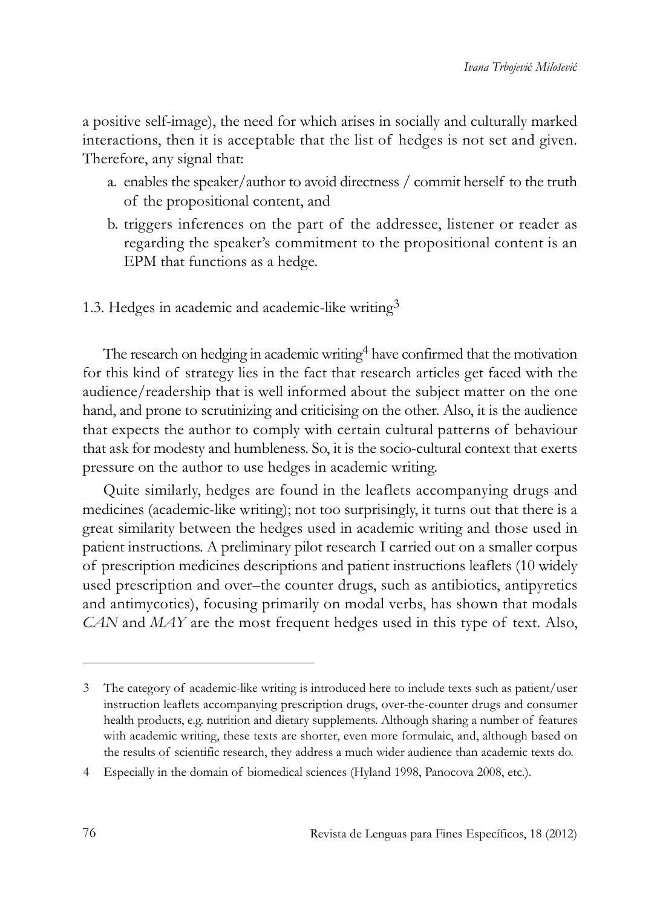a positive self-image), the need for which arises in socially and culturally marked interactions, then it is acceptable that the list of hedges is not set and given. Therefore, any signal that:

a. enables the speaker/author to avoid directness / commit herself to the truth of the propositional content, and
b. triggers inferences on the part of the addressee, listener or reader as regarding the speaker's commitment to the propositional content is an EPM that functions as a hedge.

### 1.3. Hedges in academic and academic-like writing[3]

The research on hedging in academic writing[4] have confirmed that the motivation for this kind of strategy lies in the fact that research articles get faced with the audience/readership that is well informed about the subject matter on the one hand, and prone to scrutinizing and criticising on the other. Also, it is the audience that expects the author to comply with certain cultural patterns of behaviour that ask for modesty and humbleness. So, it is the socio-cultural context that exerts pressure on the author to use hedges in academic writing.

Quite similarly, hedges are found in the leaflets accompanying drugs and medicines (academic-like writing); not too surprisingly, it turns out that there is a great similarity between the hedges used in academic writing and those used in patient instructions. A preliminary pilot research I carried out on a smaller corpus of prescription medicines descriptions and patient instructions leaflets (10 widely used prescription and over–the counter drugs, such as antibiotics, antipyretics and antimycotics), focusing primarily on modal verbs, has shown that modals *CAN* and *MAY* are the most frequent hedges used in this type of text. Also,

---

3 The category of academic-like writing is introduced here to include texts such as patient/user instruction leaflets accompanying prescription drugs, over-the-counter drugs and consumer health products, e.g. nutrition and dietary supplements. Although sharing a number of features with academic writing, these texts are shorter, even more formulaic, and, although based on the results of scientific research, they address a much wider audience than academic texts do.

4 Especially in the domain of biomedical sciences (Hyland 1998, Panocova 2008, etc.).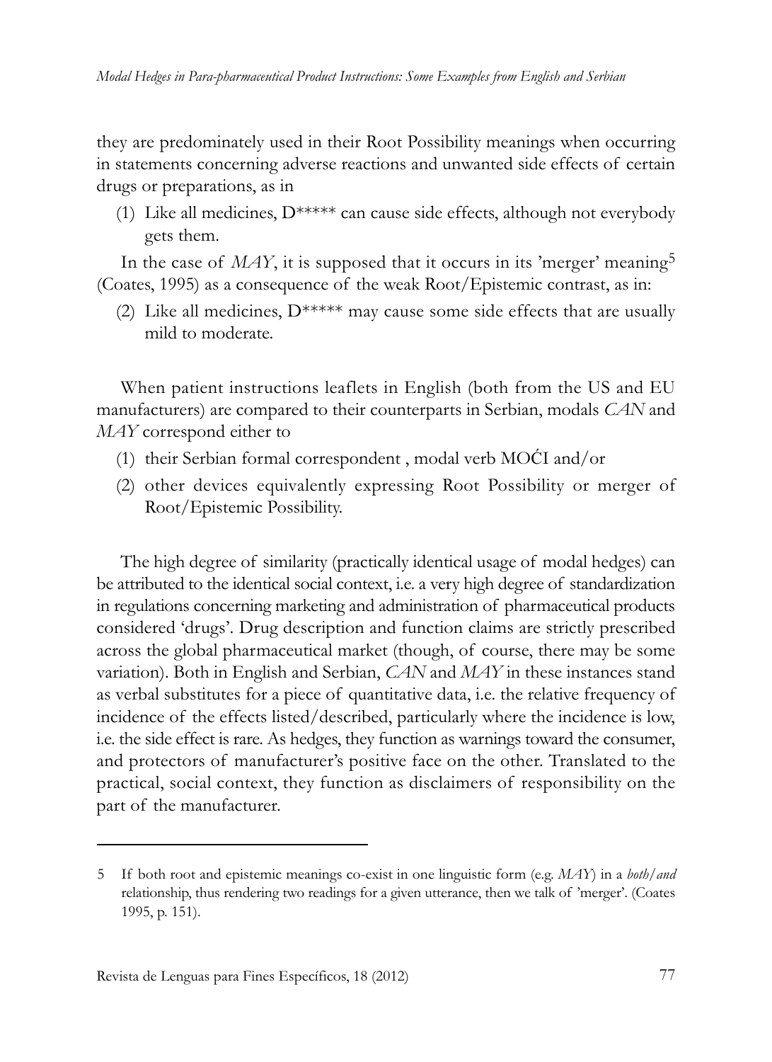they are predominately used in their Root Possibility meanings when occurring in statements concerning adverse reactions and unwanted side effects of certain drugs or preparations, as in

(1) Like all medicines, D***** can cause side effects, although not everybody gets them.

In the case of *MAY*, it is supposed that it occurs in its 'merger' meaning[5] (Coates, 1995) as a consequence of the weak Root/Epistemic contrast, as in:

(2) Like all medicines, D***** may cause some side effects that are usually mild to moderate.

When patient instructions leaflets in English (both from the US and EU manufacturers) are compared to their counterparts in Serbian, modals *CAN* and *MAY* correspond either to

(1) their Serbian formal correspondent , modal verb MOĆI and/or
(2) other devices equivalently expressing Root Possibility or merger of Root/Epistemic Possibility.

The high degree of similarity (practically identical usage of modal hedges) can be attributed to the identical social context, i.e. a very high degree of standardization in regulations concerning marketing and administration of pharmaceutical products considered 'drugs'. Drug description and function claims are strictly prescribed across the global pharmaceutical market (though, of course, there may be some variation). Both in English and Serbian, *CAN* and *MAY* in these instances stand as verbal substitutes for a piece of quantitative data, i.e. the relative frequency of incidence of the effects listed/described, particularly where the incidence is low, i.e. the side effect is rare. As hedges, they function as warnings toward the consumer, and protectors of manufacturer's positive face on the other. Translated to the practical, social context, they function as disclaimers of responsibility on the part of the manufacturer.

---

5 If both root and epistemic meanings co-exist in one linguistic form (e.g. *MAY*) in a *both/and* relationship, thus rendering two readings for a given utterance, then we talk of 'merger'. (Coates 1995, p. 151).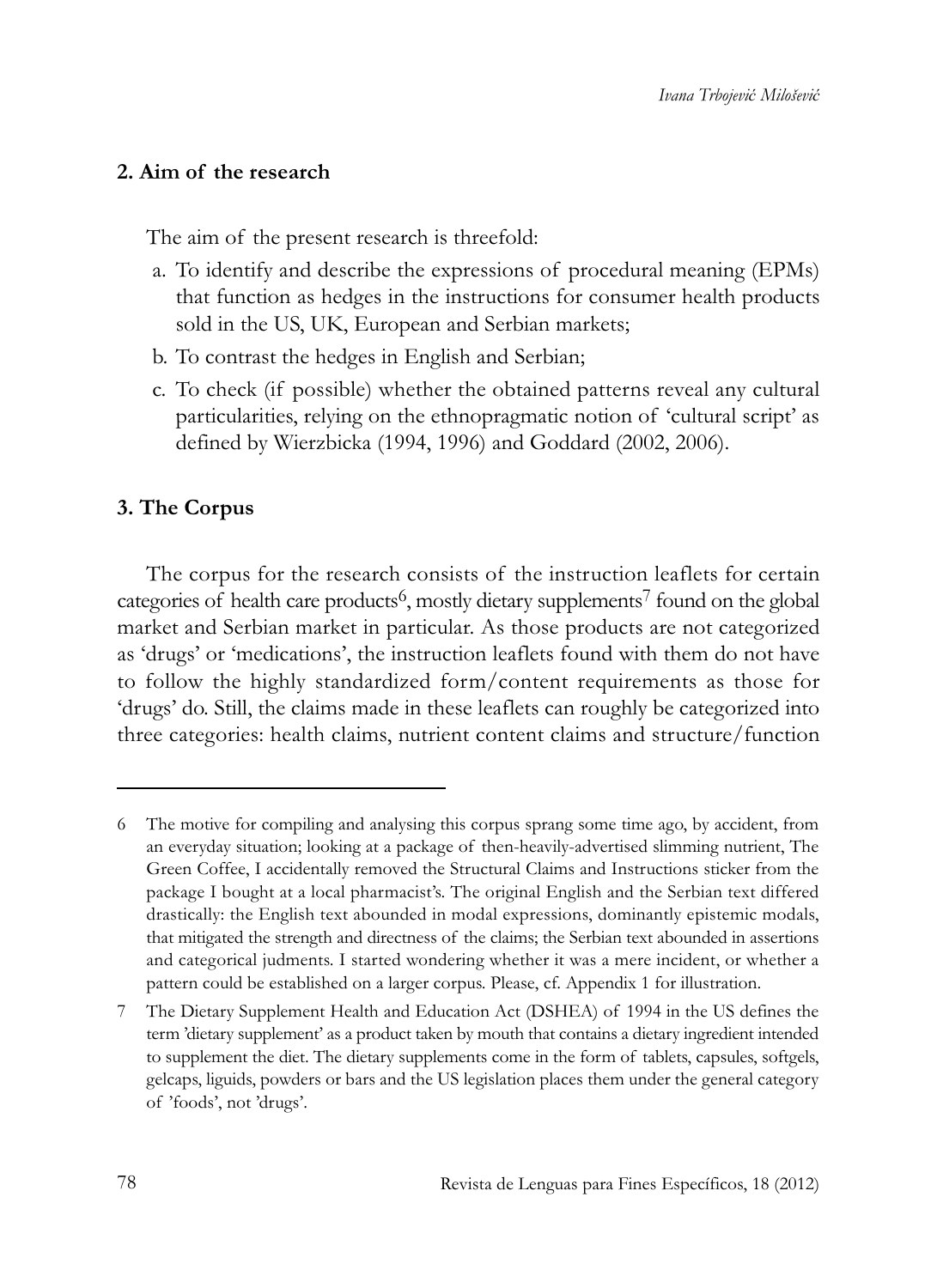## 2. Aim of the research

The aim of the present research is threefold:

a. To identify and describe the expressions of procedural meaning (EPMs) that function as hedges in the instructions for consumer health products sold in the US, UK, European and Serbian markets;
b. To contrast the hedges in English and Serbian;
c. To check (if possible) whether the obtained patterns reveal any cultural particularities, relying on the ethnopragmatic notion of 'cultural script' as defined by Wierzbicka (1994, 1996) and Goddard (2002, 2006).

## 3. The Corpus

The corpus for the research consists of the instruction leaflets for certain categories of health care products[6], mostly dietary supplements[7] found on the global market and Serbian market in particular. As those products are not categorized as 'drugs' or 'medications', the instruction leaflets found with them do not have to follow the highly standardized form/content requirements as those for 'drugs' do. Still, the claims made in these leaflets can roughly be categorized into three categories: health claims, nutrient content claims and structure/function

---

6 The motive for compiling and analysing this corpus sprang some time ago, by accident, from an everyday situation; looking at a package of then-heavily-advertised slimming nutrient, The Green Coffee, I accidentally removed the Structural Claims and Instructions sticker from the package I bought at a local pharmacist's. The original English and the Serbian text differed drastically: the English text abounded in modal expressions, dominantly epistemic modals, that mitigated the strength and directness of the claims; the Serbian text abounded in assertions and categorical judments. I started wondering whether it was a mere incident, or whether a pattern could be established on a larger corpus. Please, cf. Appendix 1 for illustration.

7 The Dietary Supplement Health and Education Act (DSHEA) of 1994 in the US defines the term 'dietary supplement' as a product taken by mouth that contains a dietary ingredient intended to supplement the diet. The dietary supplements come in the form of tablets, capsules, softgels, gelcaps, liguids, powders or bars and the US legislation places them under the general category of 'foods', not 'drugs'.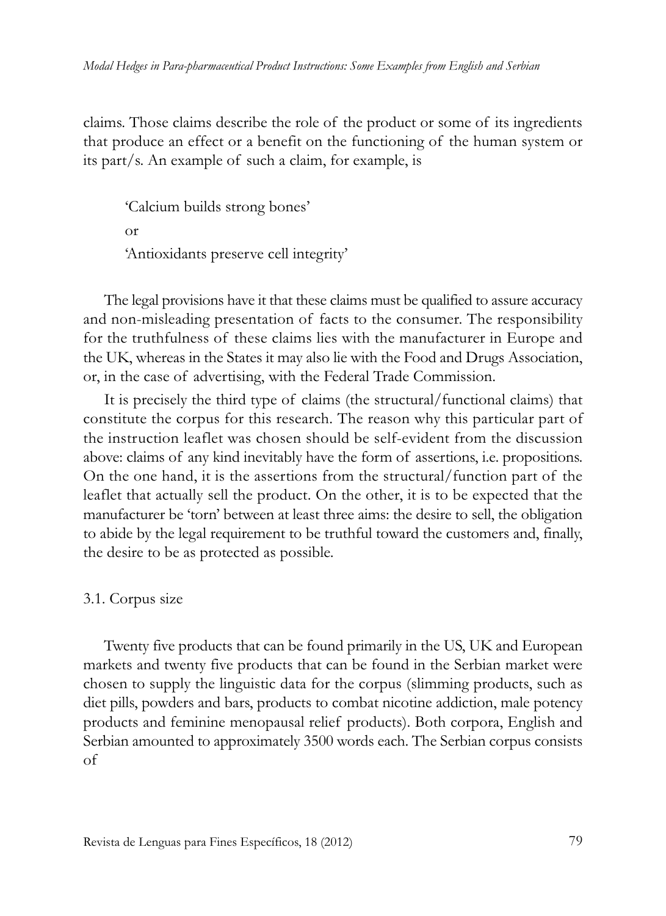claims. Those claims describe the role of the product or some of its ingredients that produce an effect or a benefit on the functioning of the human system or its part/s. An example of such a claim, for example, is

> 'Calcium builds strong bones'
>
> or
>
> 'Antioxidants preserve cell integrity'

The legal provisions have it that these claims must be qualified to assure accuracy and non-misleading presentation of facts to the consumer. The responsibility for the truthfulness of these claims lies with the manufacturer in Europe and the UK, whereas in the States it may also lie with the Food and Drugs Association, or, in the case of advertising, with the Federal Trade Commission.

It is precisely the third type of claims (the structural/functional claims) that constitute the corpus for this research. The reason why this particular part of the instruction leaflet was chosen should be self-evident from the discussion above: claims of any kind inevitably have the form of assertions, i.e. propositions. On the one hand, it is the assertions from the structural/function part of the leaflet that actually sell the product. On the other, it is to be expected that the manufacturer be 'torn' between at least three aims: the desire to sell, the obligation to abide by the legal requirement to be truthful toward the customers and, finally, the desire to be as protected as possible.

### 3.1. Corpus size

Twenty five products that can be found primarily in the US, UK and European markets and twenty five products that can be found in the Serbian market were chosen to supply the linguistic data for the corpus (slimming products, such as diet pills, powders and bars, products to combat nicotine addiction, male potency products and feminine menopausal relief products). Both corpora, English and Serbian amounted to approximately 3500 words each. The Serbian corpus consists of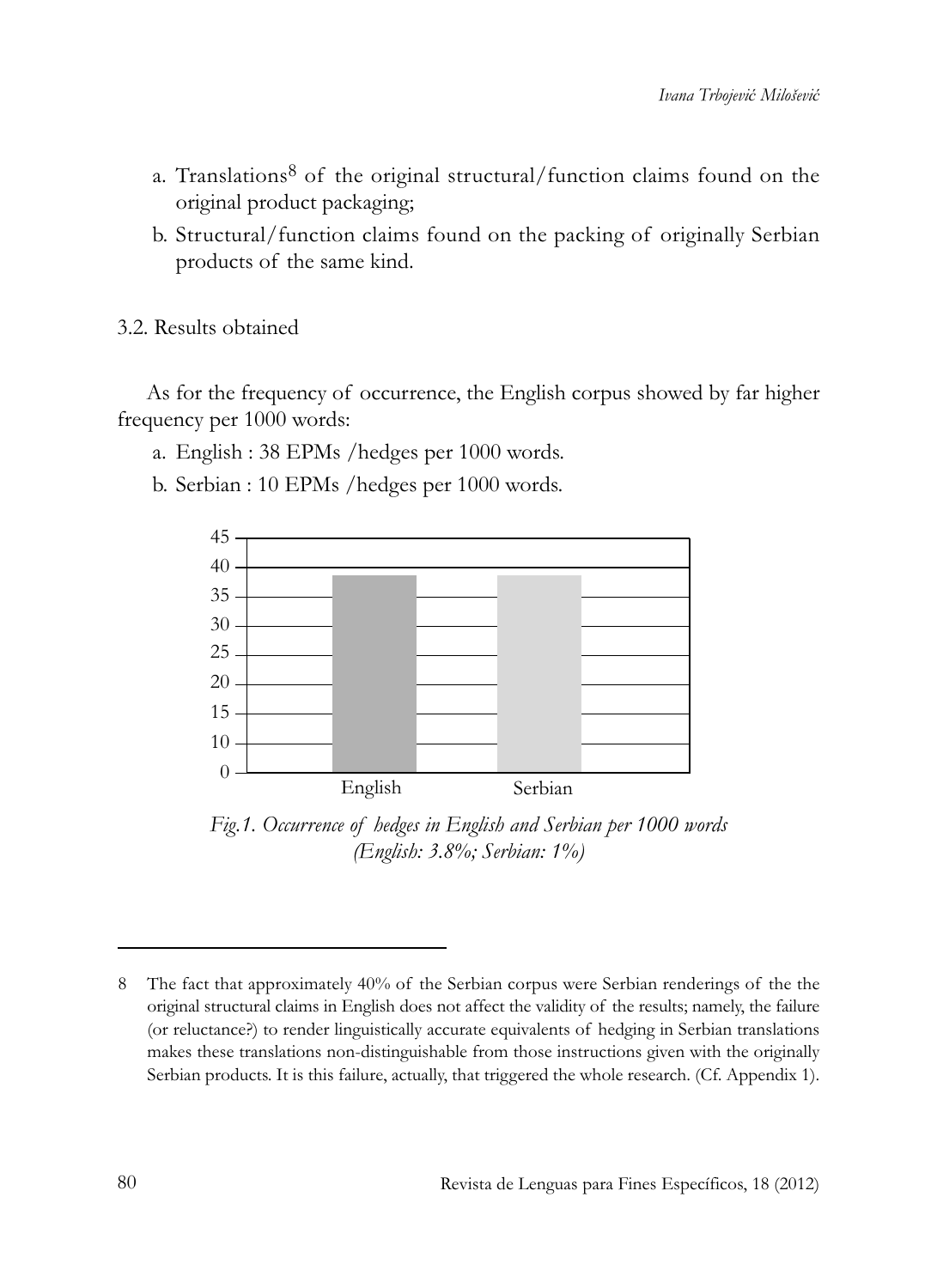a. Translations[8] of the original structural/function claims found on the original product packaging;

b. Structural/function claims found on the packing of originally Serbian products of the same kind.

### 3.2. Results obtained

As for the frequency of occurrence, the English corpus showed by far higher frequency per 1000 words:

a. English : 38 EPMs /hedges per 1000 words.

b. Serbian : 10 EPMs /hedges per 1000 words.

*Fig.1. Occurrence of hedges in English and Serbian per 1000 words (English: 3.8%; Serbian: 1%)*

---

8 The fact that approximately 40% of the Serbian corpus were Serbian renderings of the the original structural claims in English does not affect the validity of the results; namely, the failure (or reluctance?) to render linguistically accurate equivalents of hedging in Serbian translations makes these translations non-distinguishable from those instructions given with the originally Serbian products. It is this failure, actually, that triggered the whole research. (Cf. Appendix 1).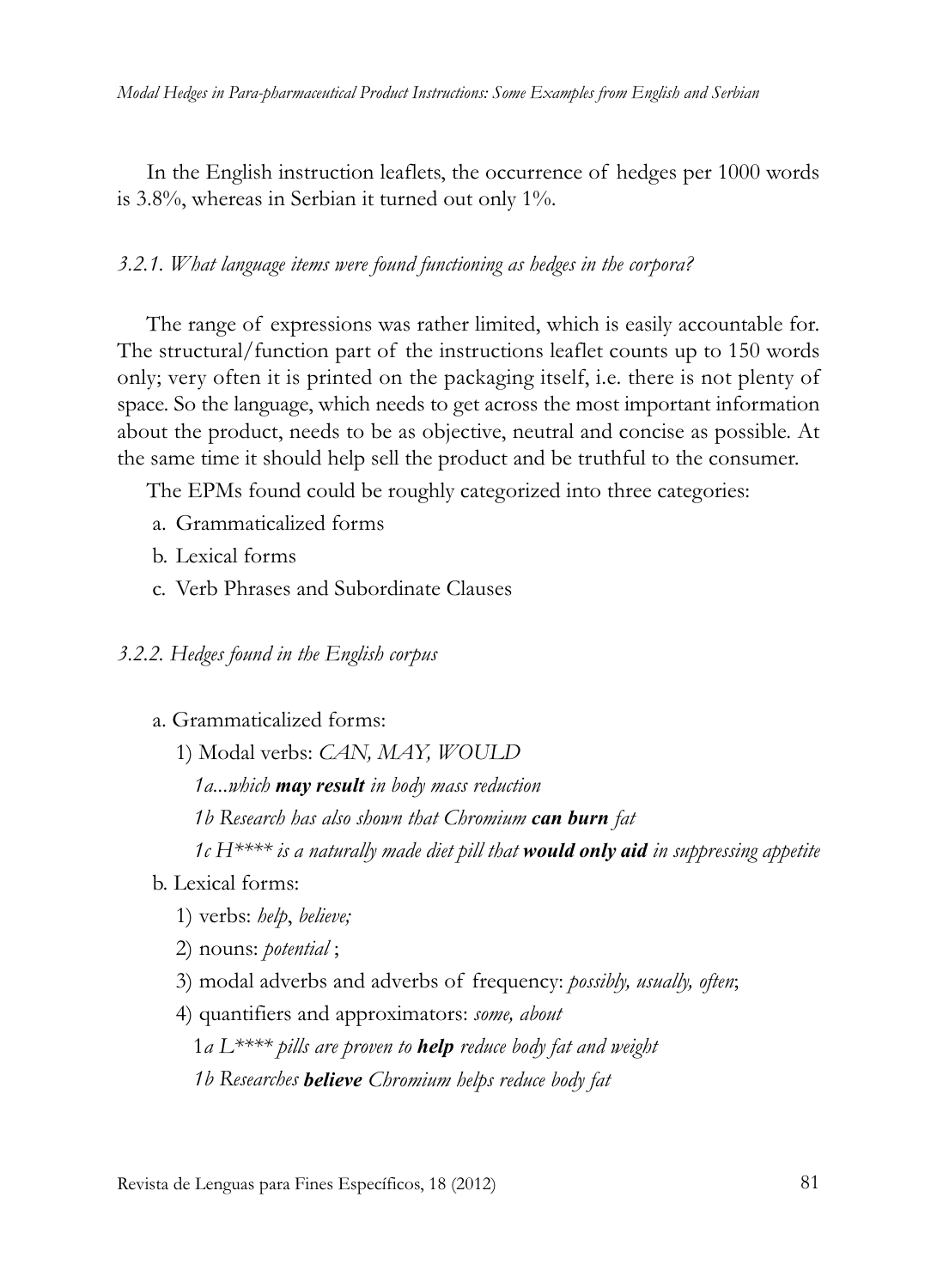In the English instruction leaflets, the occurrence of hedges per 1000 words is 3.8%, whereas in Serbian it turned out only 1%.

### *3.2.1. What language items were found functioning as hedges in the corpora?*

The range of expressions was rather limited, which is easily accountable for. The structural/function part of the instructions leaflet counts up to 150 words only; very often it is printed on the packaging itself, i.e. there is not plenty of space. So the language, which needs to get across the most important information about the product, needs to be as objective, neutral and concise as possible. At the same time it should help sell the product and be truthful to the consumer.

The EPMs found could be roughly categorized into three categories:

a. Grammaticalized forms

b. Lexical forms

c. Verb Phrases and Subordinate Clauses

### *3.2.2. Hedges found in the English corpus*

a. Grammaticalized forms:

1) Modal verbs: *CAN, MAY, WOULD*

*1a...which **may result** in body mass reduction*

*1b Research has also shown that Chromium **can burn** fat*

*1c H**** is a naturally made diet pill that **would only aid** in suppressing appetite*

b. Lexical forms:

1) verbs: *help*, *believe;*

2) nouns: *potential* ;

3) modal adverbs and adverbs of frequency: *possibly, usually, often*;

4) quantifiers and approximators: *some, about*

1*a L**** pills are proven to **help** reduce body fat and weight*

*1b Researches **believe** Chromium helps reduce body fat*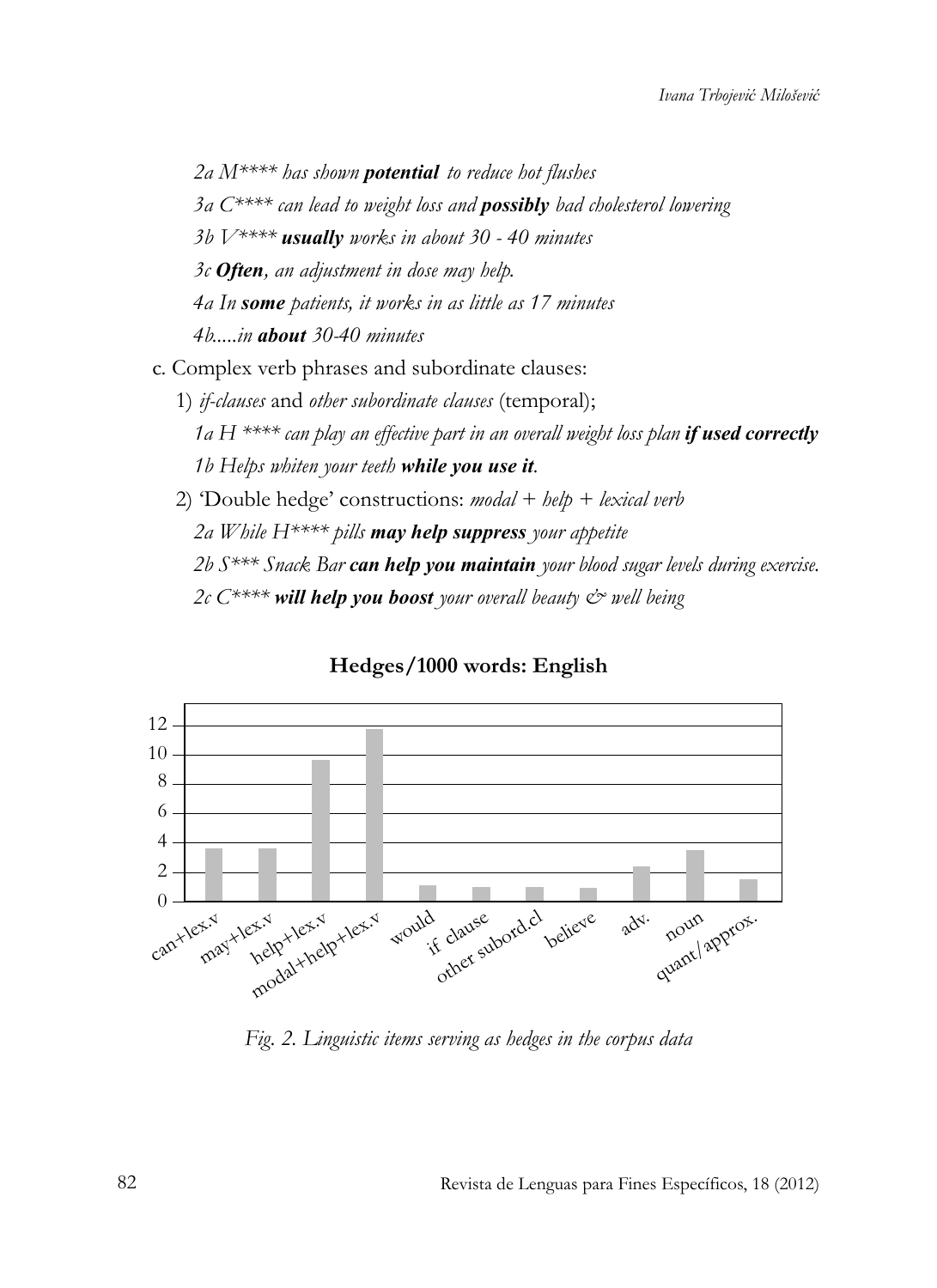*2a M\*\*\*\* has shown **potential** to reduce hot flushes*

*3a C\*\*\*\* can lead to weight loss and **possibly** bad cholesterol lowering*

*3b V\*\*\*\* **usually** works in about 30 - 40 minutes*

*3c **Often**, an adjustment in dose may help.*

*4a In **some** patients, it works in as little as 17 minutes*

*4b.....in **about** 30-40 minutes*

c. Complex verb phrases and subordinate clauses:

1) *if-clauses* and *other subordinate clauses* (temporal);

*1a H \*\*\*\* can play an effective part in an overall weight loss plan **if used correctly***

*1b Helps whiten your teeth **while you use it**.*

2) 'Double hedge' constructions: *modal + help + lexical verb*

*2a While H\*\*\*\* pills **may help suppress** your appetite*

*2b S\*\*\* Snack Bar **can help you maintain** your blood sugar levels during exercise.*

*2c C\*\*\*\* **will help you boost** your overall beauty & well being*

**Hedges/1000 words: English**

*Fig. 2. Linguistic items serving as hedges in the corpus data*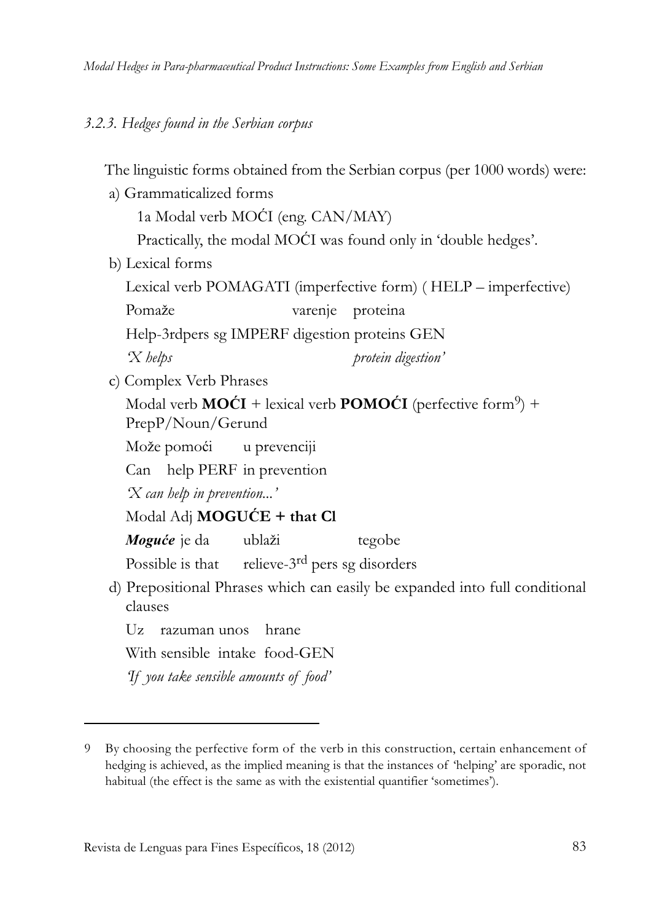*3.2.3. Hedges found in the Serbian corpus*

The linguistic forms obtained from the Serbian corpus (per 1000 words) were:

a) Grammaticalized forms

1a Modal verb MOĆI (eng. CAN/MAY)

Practically, the modal MOĆI was found only in 'double hedges'.

b) Lexical forms

Lexical verb POMAGATI (imperfective form) ( HELP – imperfective)

Pomaže varenje proteina

Help-3rdpers sg IMPERF digestion proteins GEN

*'X helps protein digestion'*

c) Complex Verb Phrases

Modal verb **MOĆI** + lexical verb **POMOĆI** (perfective form[9]) + PrepP/Noun/Gerund

Može pomoći u prevenciji

Can help PERF in prevention

*'X can help in prevention...'*

Modal Adj **MOGUĆE + that Cl**

***Moguće*** je da ublaži tegobe

Possible is that relieve-3rd pers sg disorders

d) Prepositional Phrases which can easily be expanded into full conditional clauses

Uz razuman unos hrane

With sensible intake food-GEN

*'If you take sensible amounts of food'*

---

9 By choosing the perfective form of the verb in this construction, certain enhancement of hedging is achieved, as the implied meaning is that the instances of 'helping' are sporadic, not habitual (the effect is the same as with the existential quantifier 'sometimes').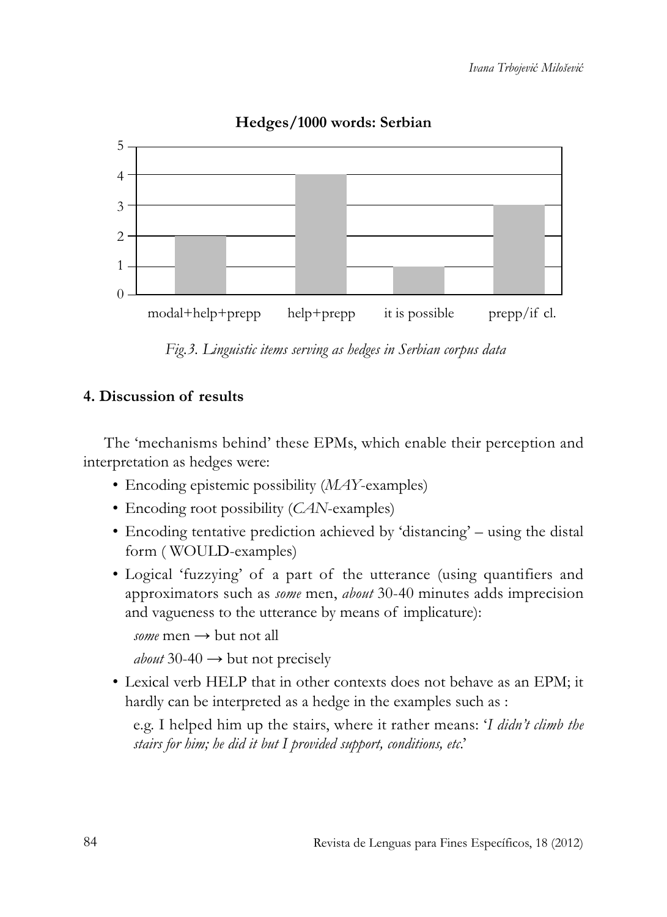**Hedges/1000 words: Serbian**

| | modal+help+prepp | help+prepp | it is possible | prepp/if cl. |
|---|---|---|---|---|
| Hedges/1000 words | 2 | 4 | 1 | 3 |

*Fig.3. Linguistic items serving as hedges in Serbian corpus data*

## 4. Discussion of results

The 'mechanisms behind' these EPMs, which enable their perception and interpretation as hedges were:

- Encoding epistemic possibility (*MAY*-examples)
- Encoding root possibility (*CAN*-examples)
- Encoding tentative prediction achieved by 'distancing' – using the distal form ( WOULD-examples)
- Logical 'fuzzying' of a part of the utterance (using quantifiers and approximators such as *some* men, *about* 30-40 minutes adds imprecision and vagueness to the utterance by means of implicature):

  *some* men → but not all

  *about* 30-40 → but not precisely

- Lexical verb HELP that in other contexts does not behave as an EPM; it hardly can be interpreted as a hedge in the examples such as :

  e.g. I helped him up the stairs, where it rather means: '*I didn't climb the stairs for him; he did it but I provided support, conditions, etc.*'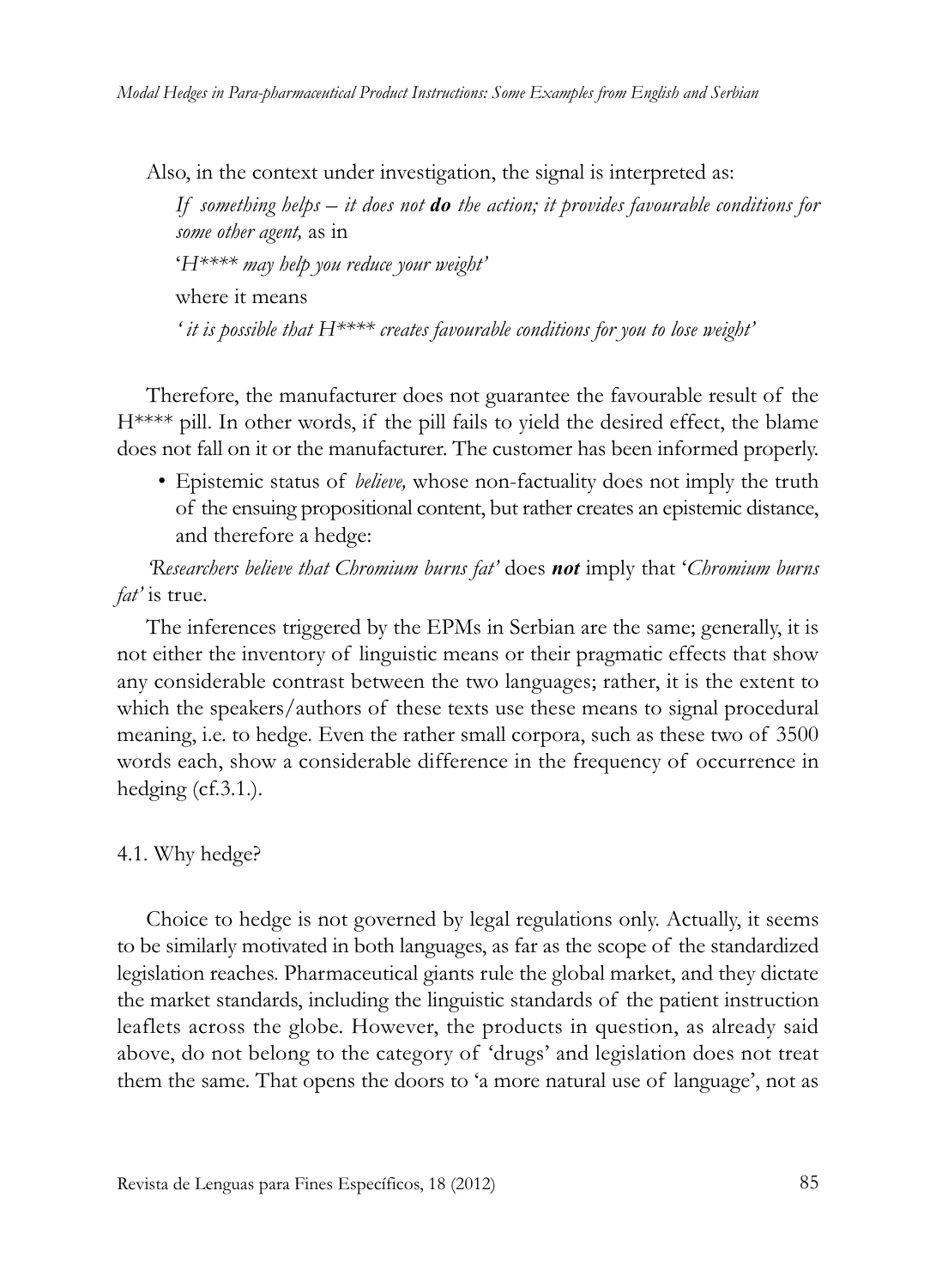Also, in the context under investigation, the signal is interpreted as:

*If something helps – it does not **do** the action; it provides favourable conditions for some other agent,* as in

'*H\*\*\*\* may help you reduce your weight*'

where it means

'*it is possible that H\*\*\*\* creates favourable conditions for you to lose weight*'

Therefore, the manufacturer does not guarantee the favourable result of the H\*\*\*\* pill. In other words, if the pill fails to yield the desired effect, the blame does not fall on it or the manufacturer. The customer has been informed properly.

- Epistemic status of *believe,* whose non-factuality does not imply the truth of the ensuing propositional content, but rather creates an epistemic distance, and therefore a hedge:

*'Researchers believe that Chromium burns fat'* does ***not*** imply that '*Chromium burns fat'* is true.

The inferences triggered by the EPMs in Serbian are the same; generally, it is not either the inventory of linguistic means or their pragmatic effects that show any considerable contrast between the two languages; rather, it is the extent to which the speakers/authors of these texts use these means to signal procedural meaning, i.e. to hedge. Even the rather small corpora, such as these two of 3500 words each, show a considerable difference in the frequency of occurrence in hedging (cf.3.1.).

### 4.1. Why hedge?

Choice to hedge is not governed by legal regulations only. Actually, it seems to be similarly motivated in both languages, as far as the scope of the standardized legislation reaches. Pharmaceutical giants rule the global market, and they dictate the market standards, including the linguistic standards of the patient instruction leaflets across the globe. However, the products in question, as already said above, do not belong to the category of 'drugs' and legislation does not treat them the same. That opens the doors to 'a more natural use of language', not as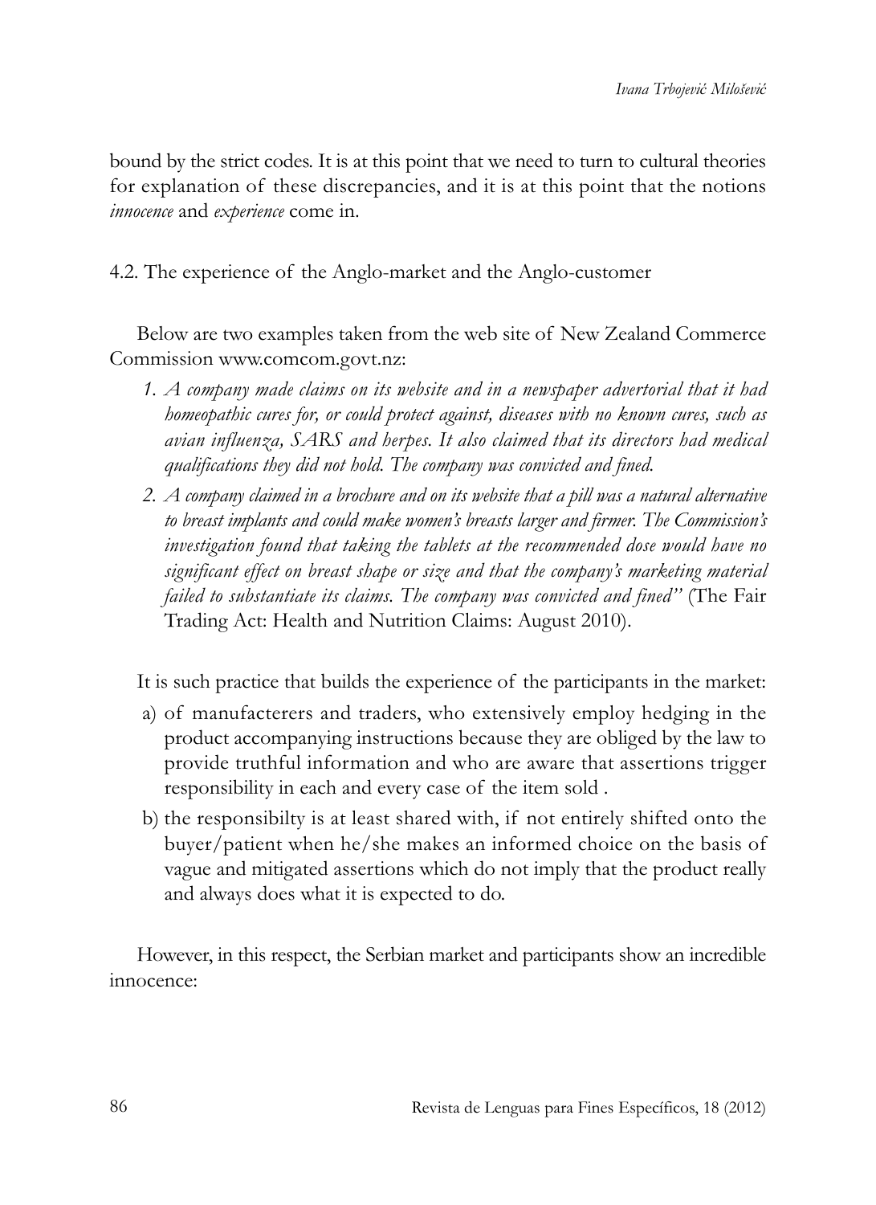bound by the strict codes. It is at this point that we need to turn to cultural theories for explanation of these discrepancies, and it is at this point that the notions *innocence* and *experience* come in.

## 4.2. The experience of the Anglo-market and the Anglo-customer

Below are two examples taken from the web site of New Zealand Commerce Commission www.comcom.govt.nz:

1. *A company made claims on its website and in a newspaper advertorial that it had homeopathic cures for, or could protect against, diseases with no known cures, such as avian influenza, SARS and herpes. It also claimed that its directors had medical qualifications they did not hold. The company was convicted and fined.*
2. *A company claimed in a brochure and on its website that a pill was a natural alternative to breast implants and could make women's breasts larger and firmer. The Commission's investigation found that taking the tablets at the recommended dose would have no significant effect on breast shape or size and that the company's marketing material failed to substantiate its claims. The company was convicted and fined"* (The Fair Trading Act: Health and Nutrition Claims: August 2010).

It is such practice that builds the experience of the participants in the market:

a) of manufacterers and traders, who extensively employ hedging in the product accompanying instructions because they are obliged by the law to provide truthful information and who are aware that assertions trigger responsibility in each and every case of the item sold .

b) the responsibilty is at least shared with, if not entirely shifted onto the buyer/patient when he/she makes an informed choice on the basis of vague and mitigated assertions which do not imply that the product really and always does what it is expected to do.

However, in this respect, the Serbian market and participants show an incredible innocence: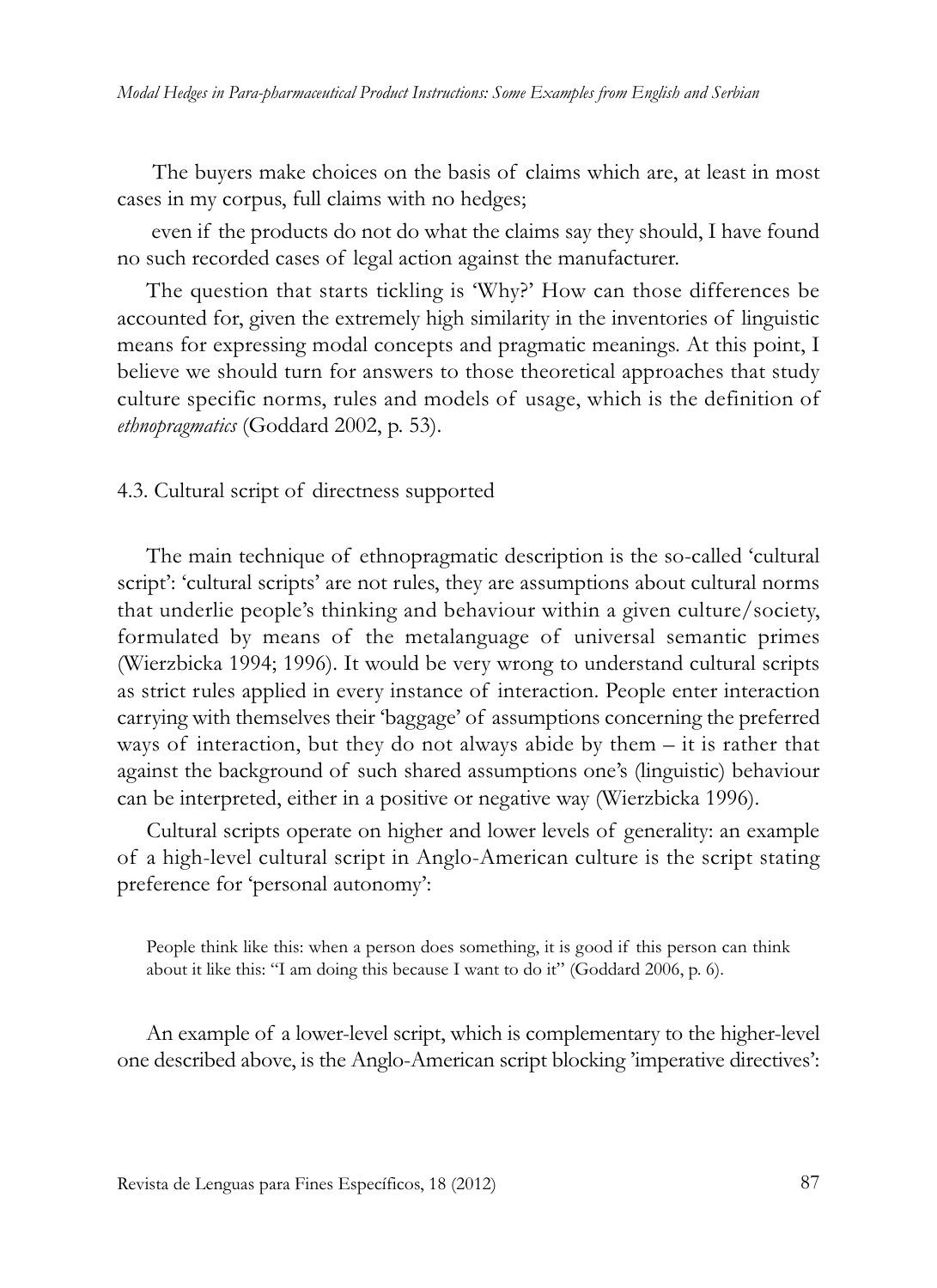The buyers make choices on the basis of claims which are, at least in most cases in my corpus, full claims with no hedges;

even if the products do not do what the claims say they should, I have found no such recorded cases of legal action against the manufacturer.

The question that starts tickling is 'Why?' How can those differences be accounted for, given the extremely high similarity in the inventories of linguistic means for expressing modal concepts and pragmatic meanings. At this point, I believe we should turn for answers to those theoretical approaches that study culture specific norms, rules and models of usage, which is the definition of *ethnopragmatics* (Goddard 2002, p. 53).

### 4.3. Cultural script of directness supported

The main technique of ethnopragmatic description is the so-called 'cultural script': 'cultural scripts' are not rules, they are assumptions about cultural norms that underlie people's thinking and behaviour within a given culture/society, formulated by means of the metalanguage of universal semantic primes (Wierzbicka 1994; 1996). It would be very wrong to understand cultural scripts as strict rules applied in every instance of interaction. People enter interaction carrying with themselves their 'baggage' of assumptions concerning the preferred ways of interaction, but they do not always abide by them – it is rather that against the background of such shared assumptions one's (linguistic) behaviour can be interpreted, either in a positive or negative way (Wierzbicka 1996).

Cultural scripts operate on higher and lower levels of generality: an example of a high-level cultural script in Anglo-American culture is the script stating preference for 'personal autonomy':

> People think like this: when a person does something, it is good if this person can think about it like this: "I am doing this because I want to do it" (Goddard 2006, p. 6).

An example of a lower-level script, which is complementary to the higher-level one described above, is the Anglo-American script blocking 'imperative directives':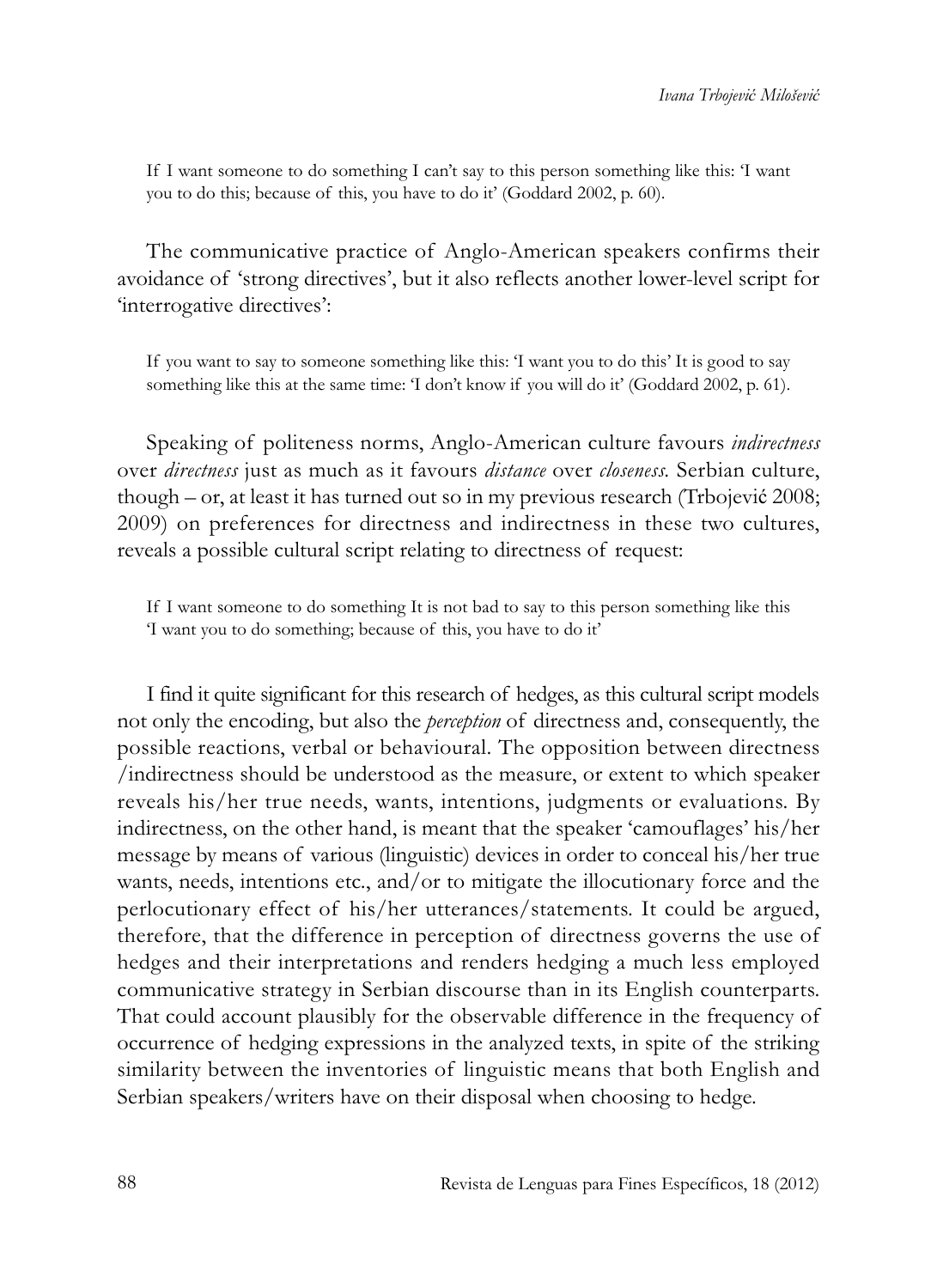> If I want someone to do something I can't say to this person something like this: 'I want you to do this; because of this, you have to do it' (Goddard 2002, p. 60).

The communicative practice of Anglo-American speakers confirms their avoidance of 'strong directives', but it also reflects another lower-level script for 'interrogative directives':

> If you want to say to someone something like this: 'I want you to do this' It is good to say something like this at the same time: 'I don't know if you will do it' (Goddard 2002, p. 61).

Speaking of politeness norms, Anglo-American culture favours *indirectness* over *directness* just as much as it favours *distance* over *closeness*. Serbian culture, though – or, at least it has turned out so in my previous research (Trbojević 2008; 2009) on preferences for directness and indirectness in these two cultures, reveals a possible cultural script relating to directness of request:

> If I want someone to do something It is not bad to say to this person something like this 'I want you to do something; because of this, you have to do it'

I find it quite significant for this research of hedges, as this cultural script models not only the encoding, but also the *perception* of directness and, consequently, the possible reactions, verbal or behavioural. The opposition between directness /indirectness should be understood as the measure, or extent to which speaker reveals his/her true needs, wants, intentions, judgments or evaluations. By indirectness, on the other hand, is meant that the speaker 'camouflages' his/her message by means of various (linguistic) devices in order to conceal his/her true wants, needs, intentions etc., and/or to mitigate the illocutionary force and the perlocutionary effect of his/her utterances/statements. It could be argued, therefore, that the difference in perception of directness governs the use of hedges and their interpretations and renders hedging a much less employed communicative strategy in Serbian discourse than in its English counterparts. That could account plausibly for the observable difference in the frequency of occurrence of hedging expressions in the analyzed texts, in spite of the striking similarity between the inventories of linguistic means that both English and Serbian speakers/writers have on their disposal when choosing to hedge.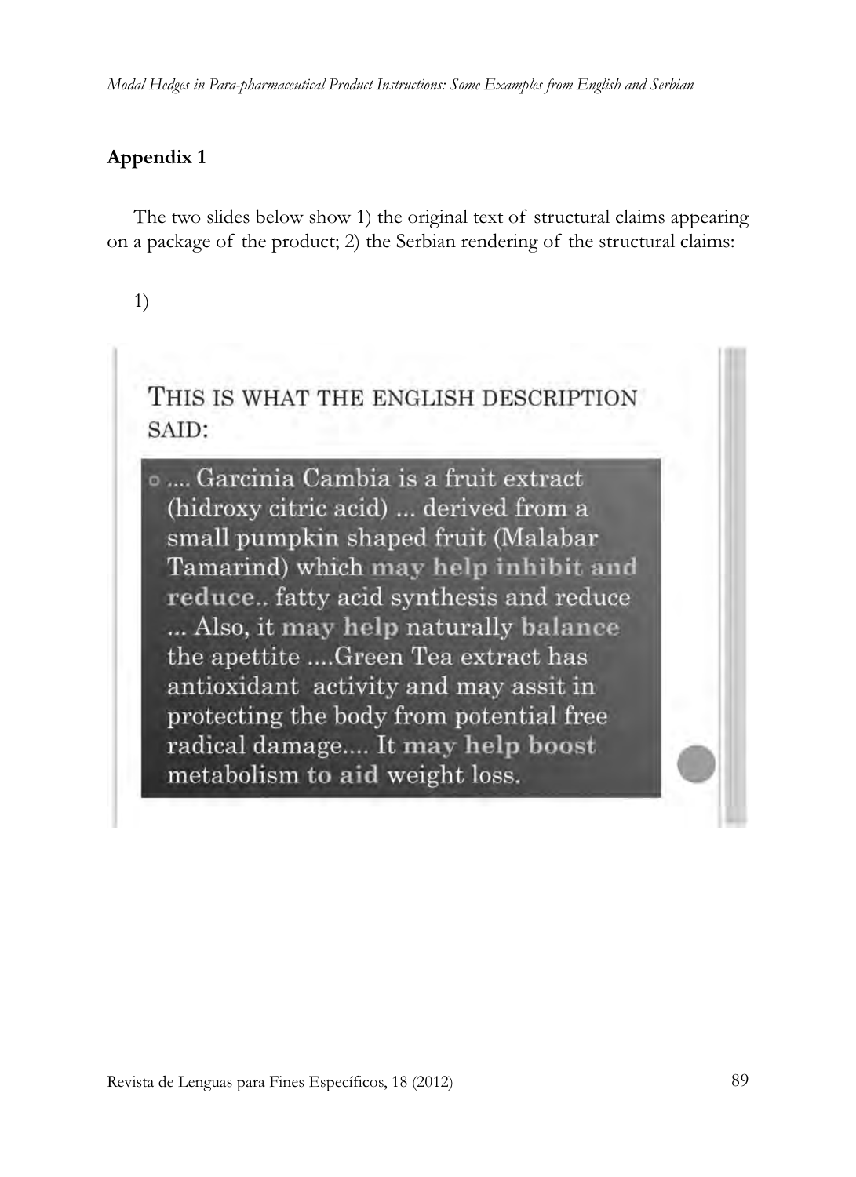## Appendix 1

The two slides below show 1) the original text of structural claims appearing on a package of the product; 2) the Serbian rendering of the structural claims:

1)

THIS IS WHAT THE ENGLISH DESCRIPTION SAID:

- .... Garcinia Cambia is a fruit extract (hidroxy citric acid) ... derived from a small pumpkin shaped fruit (Malabar Tamarind) which **may help inhibit and reduce**.. fatty acid synthesis and reduce ... Also, it **may help** naturally **balance** the apettite ....Green Tea extract has antioxidant activity and may assit in protecting the body from potential free radical damage.... It **may help boost** metabolism **to aid** weight loss.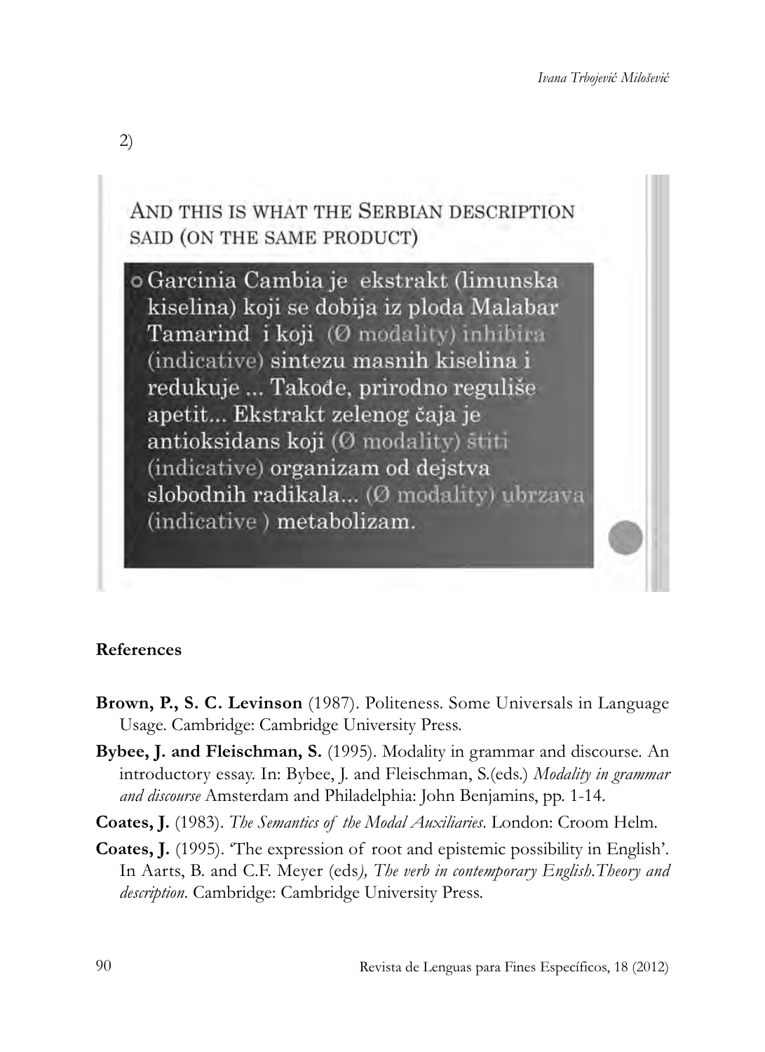2)

AND THIS IS WHAT THE SERBIAN DESCRIPTION SAID (ON THE SAME PRODUCT)

- Garcinia Cambia je ekstrakt (limunska kiselina) koji se dobija iz ploda Malabar Tamarind i koji (Ø modality) inhibira (indicative) sintezu masnih kiselina i redukuje ... Takođe, prirodno reguliše apetit... Ekstrakt zelenog čaja je antioksidans koji (Ø modality) štiti (indicative) organizam od dejstva slobodnih radikala... (Ø modality) ubrzava (indicative ) metabolizam.

## References

**Brown, P., S. C. Levinson** (1987). Politeness. Some Universals in Language Usage. Cambridge: Cambridge University Press.

**Bybee, J. and Fleischman, S.** (1995). Modality in grammar and discourse. An introductory essay. In: Bybee, J. and Fleischman, S.(eds.) *Modality in grammar and discourse* Amsterdam and Philadelphia: John Benjamins, pp. 1-14.

**Coates, J.** (1983). *The Semantics of the Modal Auxiliaries*. London: Croom Helm.

**Coates, J.** (1995). 'The expression of root and epistemic possibility in English'. In Aarts, B. and C.F. Meyer (eds*), The verb in contemporary English.Theory and description*. Cambridge: Cambridge University Press.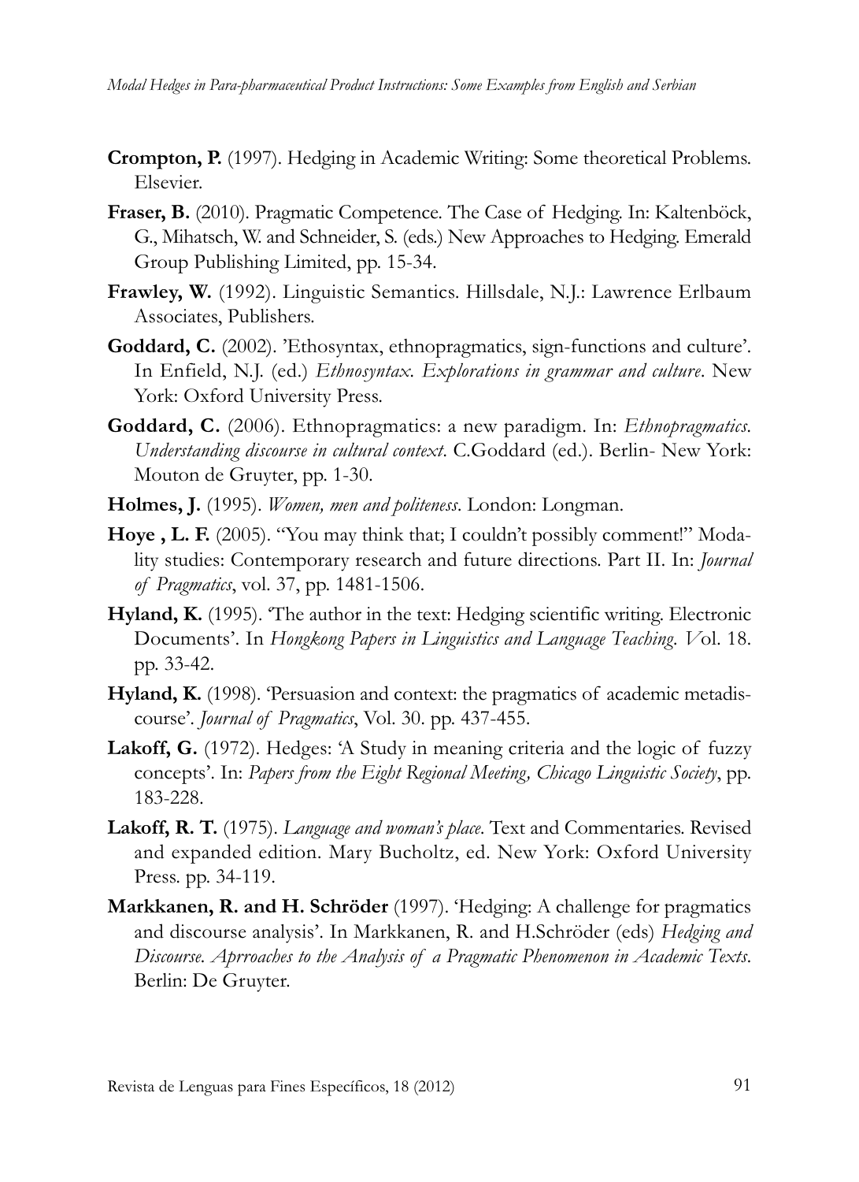**Crompton, P.** (1997). Hedging in Academic Writing: Some theoretical Problems. Elsevier.

**Fraser, B.** (2010). Pragmatic Competence. The Case of Hedging. In: Kaltenböck, G., Mihatsch, W. and Schneider, S. (eds.) New Approaches to Hedging. Emerald Group Publishing Limited, pp. 15-34.

**Frawley, W.** (1992). Linguistic Semantics. Hillsdale, N.J.: Lawrence Erlbaum Associates, Publishers.

**Goddard, C.** (2002). 'Ethosyntax, ethnopragmatics, sign-functions and culture'. In Enfield, N.J. (ed.) *Ethnosyntax. Explorations in grammar and culture*. New York: Oxford University Press.

**Goddard, C.** (2006). Ethnopragmatics: a new paradigm. In: *Ethnopragmatics. Understanding discourse in cultural context*. C.Goddard (ed.). Berlin- New York: Mouton de Gruyter, pp. 1-30.

**Holmes, J.** (1995). *Women, men and politeness*. London: Longman.

**Hoye , L. F.** (2005). "You may think that; I couldn't possibly comment!" Modality studies: Contemporary research and future directions. Part II. In: *Journal of Pragmatics*, vol. 37, pp. 1481-1506.

**Hyland, K.** (1995). 'The author in the text: Hedging scientific writing. Electronic Documents'. In *Hongkong Papers in Linguistics and Language Teaching. V*ol. 18. pp. 33-42.

**Hyland, K.** (1998). 'Persuasion and context: the pragmatics of academic metadiscourse'. *Journal of Pragmatics*, Vol. 30. pp. 437-455.

**Lakoff, G.** (1972). Hedges: 'A Study in meaning criteria and the logic of fuzzy concepts'. In: *Papers from the Eight Regional Meeting, Chicago Linguistic Society*, pp. 183-228.

**Lakoff, R. T.** (1975). *Language and woman's place*. Text and Commentaries. Revised and expanded edition. Mary Bucholtz, ed. New York: Oxford University Press. pp. 34-119.

**Markkanen, R. and H. Schröder** (1997). 'Hedging: A challenge for pragmatics and discourse analysis'. In Markkanen, R. and H.Schröder (eds) *Hedging and Discourse. Aprroaches to the Analysis of a Pragmatic Phenomenon in Academic Texts*. Berlin: De Gruyter.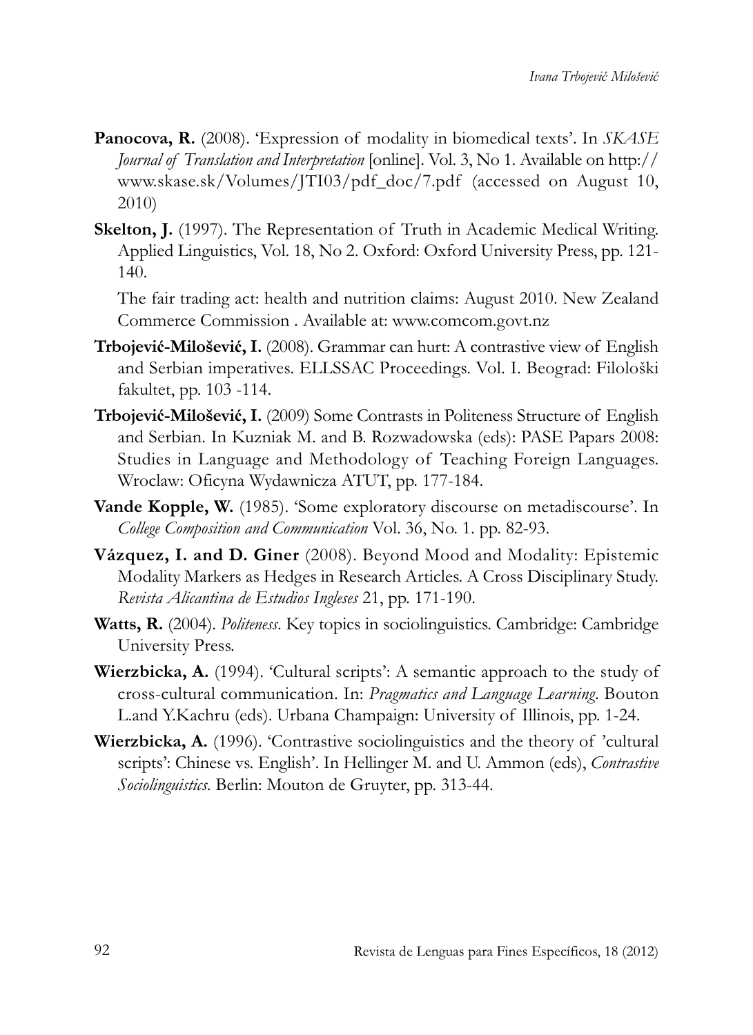**Panocova, R.** (2008). 'Expression of modality in biomedical texts'. In *SKASE Journal of Translation and Interpretation* [online]. Vol. 3, No 1. Available on http://www.skase.sk/Volumes/JTI03/pdf_doc/7.pdf (accessed on August 10, 2010)

**Skelton, J.** (1997). The Representation of Truth in Academic Medical Writing. Applied Linguistics, Vol. 18, No 2. Oxford: Oxford University Press, pp. 121-140.

The fair trading act: health and nutrition claims: August 2010. New Zealand Commerce Commission . Available at: www.comcom.govt.nz

**Trbojević-Milošević, I.** (2008). Grammar can hurt: A contrastive view of English and Serbian imperatives. ELLSSAC Proceedings. Vol. I. Beograd: Filološki fakultet, pp. 103 -114.

**Trbojević-Milošević, I.** (2009) Some Contrasts in Politeness Structure of English and Serbian. In Kuzniak M. and B. Rozwadowska (eds): PASE Papars 2008: Studies in Language and Methodology of Teaching Foreign Languages. Wroclaw: Oficyna Wydawnicza ATUT, pp. 177-184.

**Vande Kopple, W.** (1985). 'Some exploratory discourse on metadiscourse'. In *College Composition and Communication* Vol. 36, No. 1. pp. 82-93.

**Vázquez, I. and D. Giner** (2008). Beyond Mood and Modality: Epistemic Modality Markers as Hedges in Research Articles. A Cross Disciplinary Study. *Revista Alicantina de Estudios Ingleses* 21, pp. 171-190.

**Watts, R.** (2004). *Politeness*. Key topics in sociolinguistics. Cambridge: Cambridge University Press.

**Wierzbicka, A.** (1994). 'Cultural scripts': A semantic approach to the study of cross-cultural communication. In: *Pragmatics and Language Learning*. Bouton L.and Y.Kachru (eds). Urbana Champaign: University of Illinois, pp. 1-24.

**Wierzbicka, A.** (1996). 'Contrastive sociolinguistics and the theory of 'cultural scripts': Chinese vs. English'. In Hellinger M. and U. Ammon (eds), *Contrastive Sociolinguistics*. Berlin: Mouton de Gruyter, pp. 313-44.